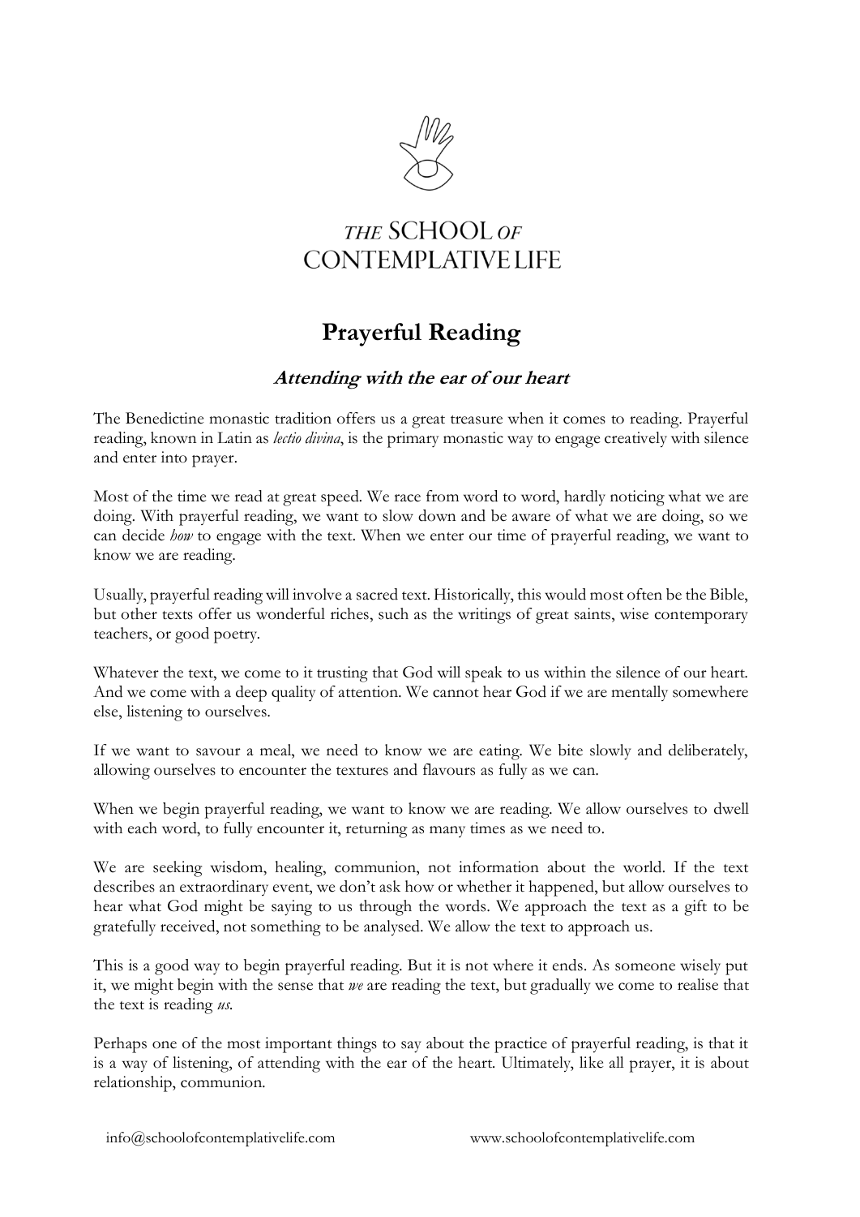THE SCHOOL OF CONTEMPLATIVE LIFE

# Prayerful Reading

## *Attending with the ear of our heart*

The Benedictine monastic tradition offers us a great treasure when it comes to reading. Prayerful reading, known in Latin as *lectio divina*, is the primary monastic way to engage creatively with silence and enter into prayer.

Most of the time we read at great speed. We race from word to word, hardly noticing what we are doing. With prayerful reading, we want to slow down and be aware of what we are doing, so we can decide *how* to engage with the text. When we enter our time of prayerful reading, we want to know we are reading.

Usually, prayerful reading will involve a sacred text. Historically, this would most often be the Bible, but other texts offer us wonderful riches, such as the writings of great saints, wise contemporary teachers, or good poetry.

Whatever the text, we come to it trusting that God will speak to us within the silence of our heart. And we come with a deep quality of attention. We cannot hear God if we are mentally somewhere else, listening to ourselves.

If we want to savour a meal, we need to know we are eating. We bite slowly and deliberately, allowing ourselves to encounter the textures and flavours as fully as we can.

When we begin prayerful reading, we want to know we are reading. We allow ourselves to dwell with each word, to fully encounter it, returning as many times as we need to.

We are seeking wisdom, healing, communion, not information about the world. If the text describes an extraordinary event, we don't ask how or whether it happened, but allow ourselves to hear what God might be saying to us through the words. We approach the text as a gift to be gratefully received, not something to be analysed. We allow the text to approach us.

This is a good way to begin prayerful reading. But it is not where it ends. As someone wisely put it, we might begin with the sense that *we* are reading the text, but gradually we come to realise that the text is reading *us*.

Perhaps one of the most important things to say about the practice of prayerful reading, is that it is a way of listening, of attending with the ear of the heart. Ultimately, like all prayer, it is about relationship, communion.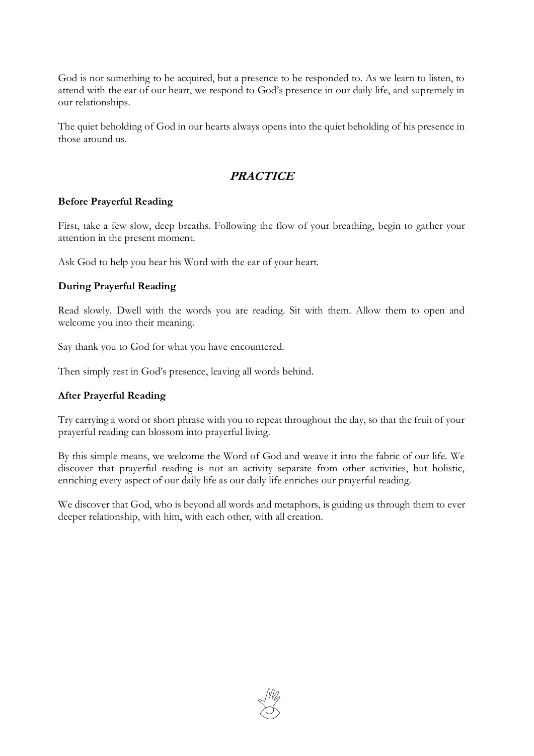God is not something to be acquired, but a presence to be responded to. As we learn to listen, to attend with the ear of our heart, we respond to God's presence in our daily life, and supremely in our relationships.

The quiet beholding of God in our hearts always opens into the quiet beholding of his presence in those around us.

## *PRACTICE*

### Before Prayerful Reading

First, take a few slow, deep breaths. Following the flow of your breathing, begin to gather your attention in the present moment.

Ask God to help you hear his Word with the ear of your heart.

### During Prayerful Reading

Read slowly. Dwell with the words you are reading. Sit with them. Allow them to open and welcome you into their meaning.

Say thank you to God for what you have encountered.

Then simply rest in God's presence, leaving all words behind.

### After Prayerful Reading

Try carrying a word or short phrase with you to repeat throughout the day, so that the fruit of your prayerful reading can blossom into prayerful living.

By this simple means, we welcome the Word of God and weave it into the fabric of our life. We discover that prayerful reading is not an activity separate from other activities, but holistic, enriching every aspect of our daily life as our daily life enriches our prayerful reading.

We discover that God, who is beyond all words and metaphors, is guiding us through them to ever deeper relationship, with him, with each other, with all creation.